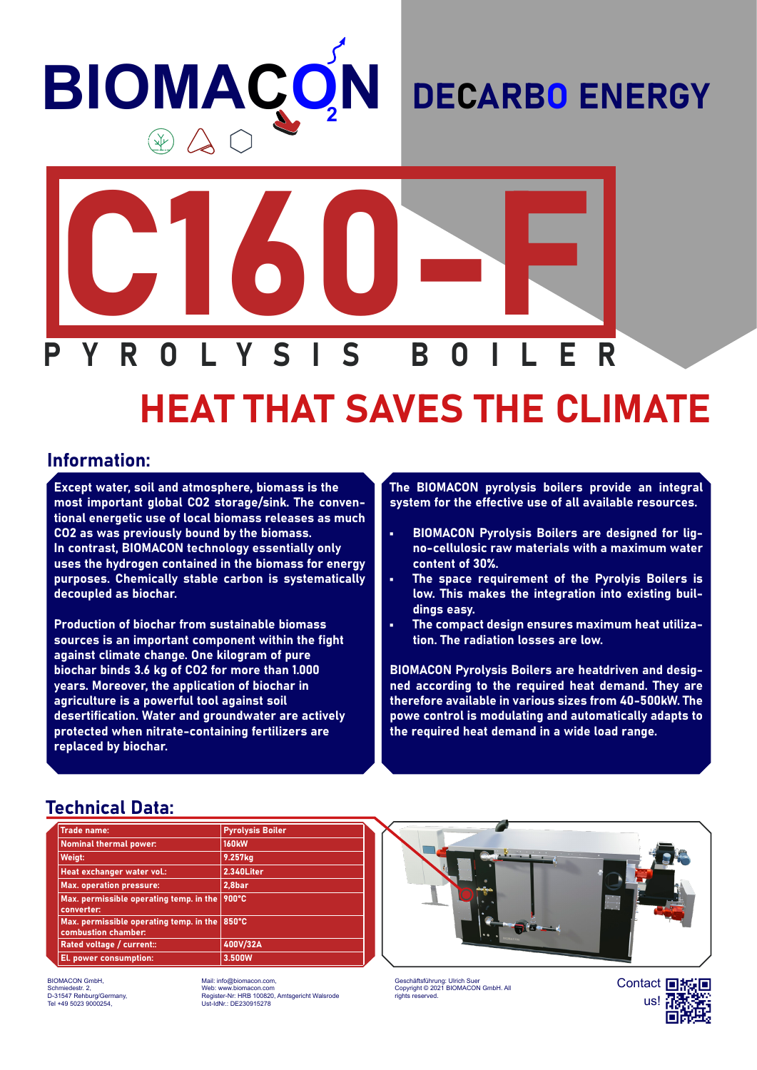# BIOMACON

# DECARBO ENERGY

# C160-F

## PYROLYSIS BOILER

## HEAT THAT SAVES THE CLIMATE

## Information:

**Except water, soil and atmosphere, biomass is the most important global CO2 storage/sink. The conventional energetic use of local biomass releases as much CO2 as was previously bound by the biomass. In contrast, BIOMACON technology essentially only uses the hydrogen contained in the biomass for energy purposes. Chemically stable carbon is systematically decoupled as biochar.**

**Production of biochar from sustainable biomass sources is an important component within the fight against climate change. One kilogram of pure biochar binds 3.6 kg of CO2 for more than 1.000 years. Moreover, the application of biochar in agriculture is a powerful tool against soil desertification. Water and groundwater are actively protected when nitrate-containing fertilizers are replaced by biochar.**

**The BIOMACON pyrolysis boilers provide an integral system for the effective use of all available resources.**

- **BIOMACON Pyrolysis Boilers are designed for ligno-cellulosic raw materials with a maximum water content of 30%.**
- **The space requirement of the Pyrolyis Boilers is low. This makes the integration into existing buildings easy.**
- **The compact design ensures maximum heat utilization. The radiation losses are low.**

**BIOMACON Pyrolysis Boilers are heatdriven and designed according to the required heat demand. They are therefore available in various sizes from 40-500kW. The powe control is modulating and automatically adapts to the required heat demand in a wide load range.**

## Technical Data:

| Trade name: | Pyrolysis Boiler |
|---|---|
| Nominal thermal power: | 160kW |
| Weigt: | 9.257kg |
| Heat exchanger water vol.: | 2.340Liter |
| Max. operation pressure: | 2,8bar |
| Max. permissible operating temp. in the converter: | 900°C |
| Max. permissible operating temp. in the combustion chamber: | 850°C |
| Rated voltage / current:: | 400V/32A |
| El. power consumption: | 3.500W |

BIOMACON GmbH,
Schmiedestr. 2,
D-31547 Rehburg/Germany,
Tel +49 5023 9000254,

Mail: info@biomacon.com,
Web: www.biomacon.com
Register-Nr: HRB 100820, Amtsgericht Walsrode
Ust-IdNr.: DE230915278

Geschäftsführung: Ulrich Suer
Copyright © 2021 BIOMACON GmbH. All rights reserved.

Contact us!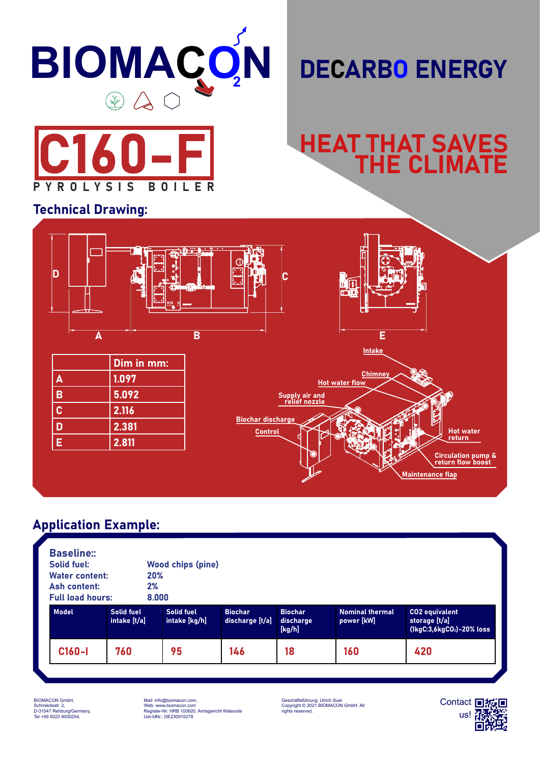# BIOMACON

# DECARBO ENERGY

# C160-F

PYROLYSIS BOILER

# HEAT THAT SAVES THE CLIMATE

## Technical Drawing:

D

C

A

B

E

| | Dim in mm: |
|---|---|
| A | 1.097 |
| B | 5.092 |
| C | 2.116 |
| D | 2.381 |
| E | 2.811 |

Intake

Chimney

Hot water flow

Supply air and relief nozzle

Biochar discharge

Control

Hot water return

Circulation pump & return flow boost

Maintenance flap

## Application Example:

**Baseline::**

**Solid fuel:** Wood chips (pine)

**Water content:** 20%

**Ash content:** 2%

**Full load hours:** 8.000

| Model | Solid fuel intake [t/a] | Solid fuel intake [kg/h] | Biochar discharge [t/a] | Biochar discharge [kg/h] | Nominal thermal power [kW] | CO2 equivalent storage [t/a] (1kgC:3,6kgCO₂)-20% loss |
|---|---|---|---|---|---|---|
| C160-I | 760 | 95 | 146 | 18 | 160 | 420 |

BIOMACON GmbH,
Schmiedestr. 2,
D-31547 Rehburg/Germany,
Tel +49 5023 9000254,

Mail: info@biomacon.com,
Web: www.biomacon.com
Register-Nr: HRB 100820, Amtsgericht Walsrode
Ust-IdNr.: DE230915278

Geschäftsführung: Ulrich Suer
Copyright © 2021 BIOMACON GmbH. All rights reserved.

Contact us!